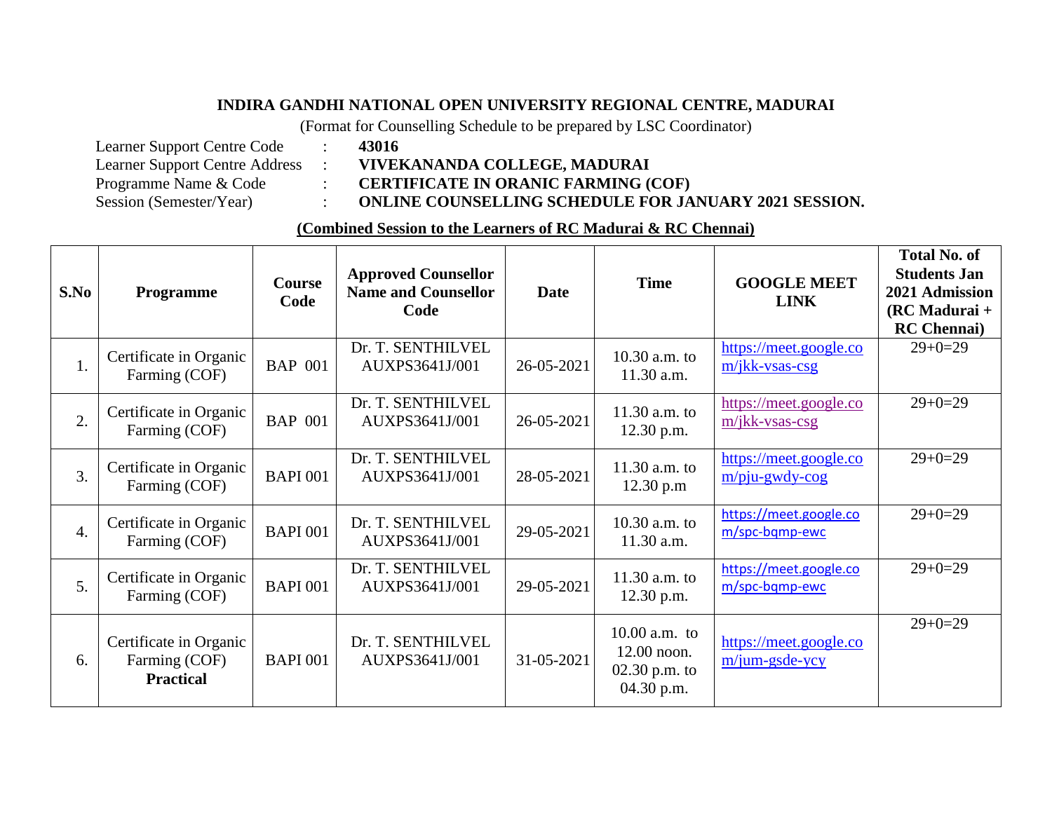**INDIRA GANDHI NATIONAL OPEN UNIVERSITY REGIONAL CENTRE, MADURAI**

(Format for Counselling Schedule to be prepared by LSC Coordinator)

Learner Support Centre Code : **43016**
Learner Support Centre Address : **VIVEKANANDA COLLEGE, MADURAI**
Programme Name & Code : **CERTIFICATE IN ORANIC FARMING (COF)**
Session (Semester/Year) : **ONLINE COUNSELLING SCHEDULE FOR JANUARY 2021 SESSION.**

**(Combined Session to the Learners of RC Madurai & RC Chennai)**

| S.No | Programme | Course Code | Approved Counsellor Name and Counsellor Code | Date | Time | GOOGLE MEET LINK | Total No. of Students Jan 2021 Admission (RC Madurai + RC Chennai) |
|---|---|---|---|---|---|---|---|
| 1. | Certificate in Organic Farming (COF) | BAP 001 | Dr. T. SENTHILVEL AUXPS3641J/001 | 26-05-2021 | 10.30 a.m. to 11.30 a.m. | https://meet.google.com/jkk-vsas-csg | 29+0=29 |
| 2. | Certificate in Organic Farming (COF) | BAP 001 | Dr. T. SENTHILVEL AUXPS3641J/001 | 26-05-2021 | 11.30 a.m. to 12.30 p.m. | https://meet.google.com/jkk-vsas-csg | 29+0=29 |
| 3. | Certificate in Organic Farming (COF) | BAPI 001 | Dr. T. SENTHILVEL AUXPS3641J/001 | 28-05-2021 | 11.30 a.m. to 12.30 p.m | https://meet.google.com/pju-gwdy-cog | 29+0=29 |
| 4. | Certificate in Organic Farming (COF) | BAPI 001 | Dr. T. SENTHILVEL AUXPS3641J/001 | 29-05-2021 | 10.30 a.m. to 11.30 a.m. | https://meet.google.com/spc-bqmp-ewc | 29+0=29 |
| 5. | Certificate in Organic Farming (COF) | BAPI 001 | Dr. T. SENTHILVEL AUXPS3641J/001 | 29-05-2021 | 11.30 a.m. to 12.30 p.m. | https://meet.google.com/spc-bqmp-ewc | 29+0=29 |
| 6. | Certificate in Organic Farming (COF) **Practical** | BAPI 001 | Dr. T. SENTHILVEL AUXPS3641J/001 | 31-05-2021 | 10.00 a.m. to 12.00 noon. 02.30 p.m. to 04.30 p.m. | https://meet.google.com/jum-gsde-ycy | 29+0=29 |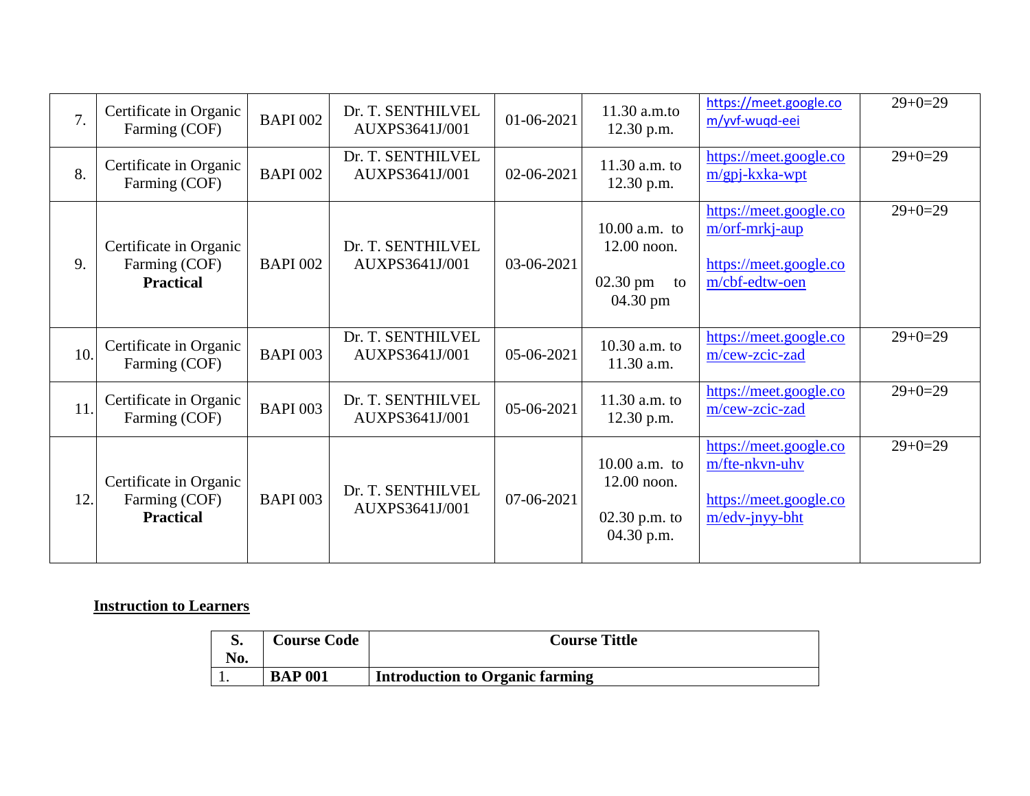| 7. | Certificate in Organic Farming (COF) | BAPI 002 | Dr. T. SENTHILVEL AUXPS3641J/001 | 01-06-2021 | 11.30 a.m.to 12.30 p.m. | https://meet.google.com/yvf-wuqd-eei | 29+0=29 |
|---|---|---|---|---|---|---|---|
| 8. | Certificate in Organic Farming (COF) | BAPI 002 | Dr. T. SENTHILVEL AUXPS3641J/001 | 02-06-2021 | 11.30 a.m. to 12.30 p.m. | https://meet.google.com/gpj-kxka-wpt | 29+0=29 |
| 9. | Certificate in Organic Farming (COF) **Practical** | BAPI 002 | Dr. T. SENTHILVEL AUXPS3641J/001 | 03-06-2021 | 10.00 a.m. to 12.00 noon. 02.30 pm to 04.30 pm | https://meet.google.com/orf-mrkj-aup https://meet.google.com/cbf-edtw-oen | 29+0=29 |
| 10. | Certificate in Organic Farming (COF) | BAPI 003 | Dr. T. SENTHILVEL AUXPS3641J/001 | 05-06-2021 | 10.30 a.m. to 11.30 a.m. | https://meet.google.com/cew-zcic-zad | 29+0=29 |
| 11. | Certificate in Organic Farming (COF) | BAPI 003 | Dr. T. SENTHILVEL AUXPS3641J/001 | 05-06-2021 | 11.30 a.m. to 12.30 p.m. | https://meet.google.com/cew-zcic-zad | 29+0=29 |
| 12. | Certificate in Organic Farming (COF) **Practical** | BAPI 003 | Dr. T. SENTHILVEL AUXPS3641J/001 | 07-06-2021 | 10.00 a.m. to 12.00 noon. 02.30 p.m. to 04.30 p.m. | https://meet.google.com/fte-nkvn-uhv https://meet.google.com/edv-jnyy-bht | 29+0=29 |

**Instruction to Learners**

| S. No. | Course Code | Course Tittle |
|---|---|---|
| 1. | **BAP 001** | **Introduction to Organic farming** |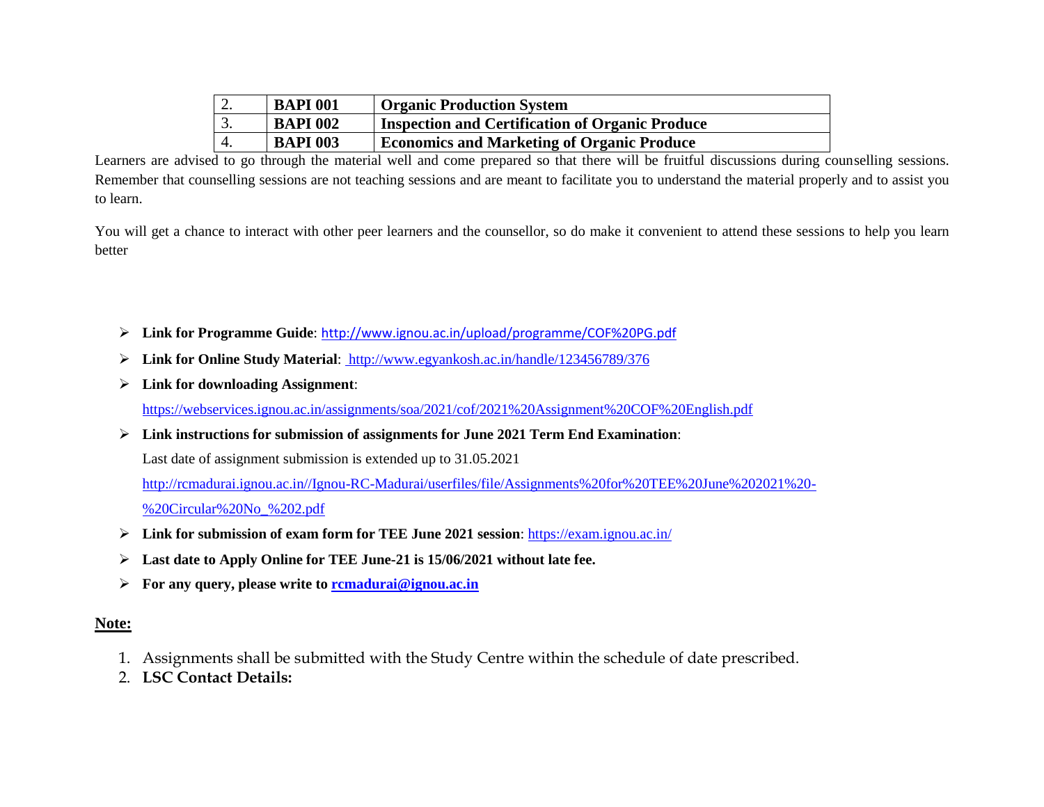| 2. | **BAPI 001** | **Organic Production System** |
|---|---|---|
| 3. | **BAPI 002** | **Inspection and Certification of Organic Produce** |
| 4. | **BAPI 003** | **Economics and Marketing of Organic Produce** |

Learners are advised to go through the material well and come prepared so that there will be fruitful discussions during counselling sessions. Remember that counselling sessions are not teaching sessions and are meant to facilitate you to understand the material properly and to assist you to learn.

You will get a chance to interact with other peer learners and the counsellor, so do make it convenient to attend these sessions to help you learn better

- **Link for Programme Guide**: http://www.ignou.ac.in/upload/programme/COF%20PG.pdf
- **Link for Online Study Material**: http://www.egyankosh.ac.in/handle/123456789/376
- **Link for downloading Assignment**:

  https://webservices.ignou.ac.in/assignments/soa/2021/cof/2021%20Assignment%20COF%20English.pdf
- **Link instructions for submission of assignments for June 2021 Term End Examination**:

  Last date of assignment submission is extended up to 31.05.2021

  http://rcmadurai.ignou.ac.in//Ignou-RC-Madurai/userfiles/file/Assignments%20for%20TEE%20June%202021%20-%20Circular%20No_%202.pdf
- **Link for submission of exam form for TEE June 2021 session**: https://exam.ignou.ac.in/
- **Last date to Apply Online for TEE June-21 is 15/06/2021 without late fee.**
- **For any query, please write to rcmadurai@ignou.ac.in**

**Note:**

1. Assignments shall be submitted with the Study Centre within the schedule of date prescribed.
2. **LSC Contact Details:**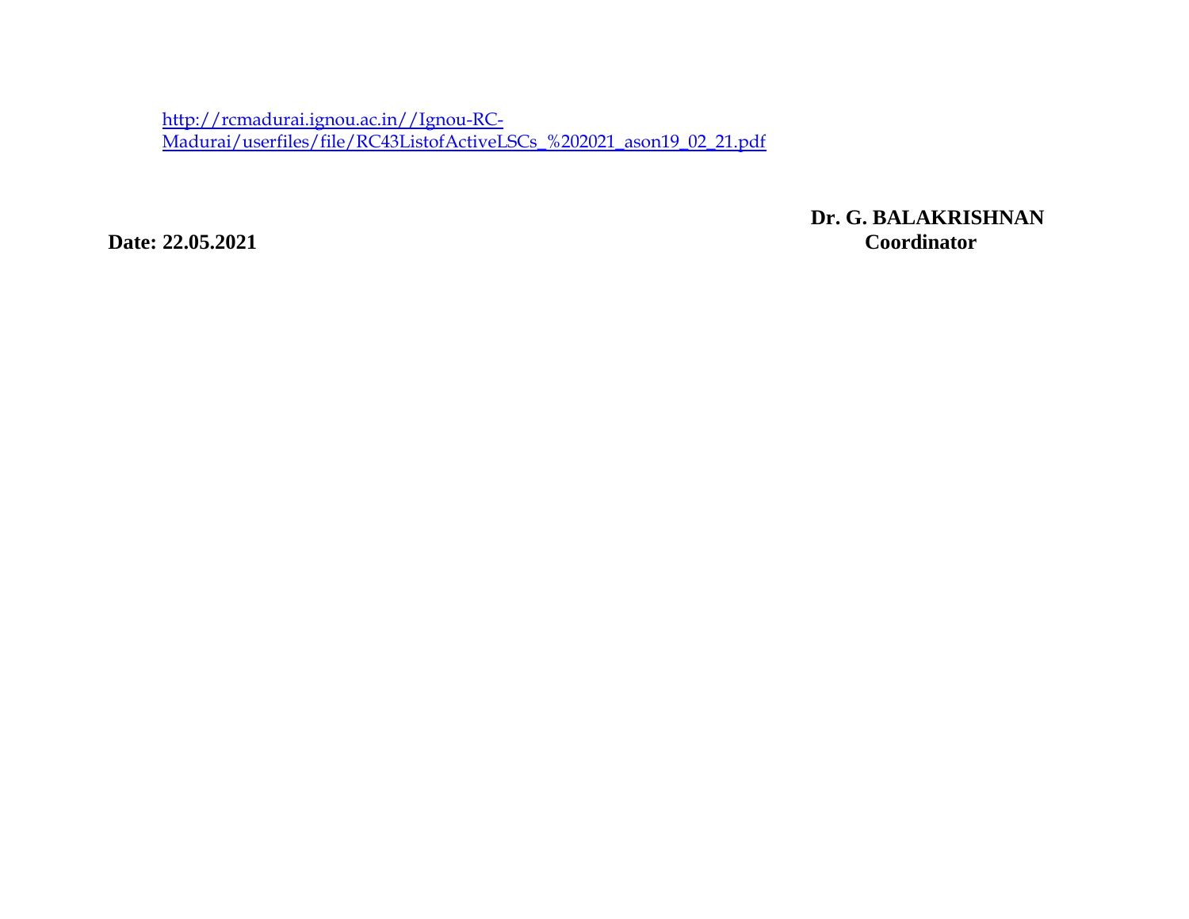[http://rcmadurai.ignou.ac.in//Ignou-RC-Madurai/userfiles/file/RC43ListofActiveLSCs_%202021_ason19_02_21.pdf](http://rcmadurai.ignou.ac.in//Ignou-RC-Madurai/userfiles/file/RC43ListofActiveLSCs_%202021_ason19_02_21.pdf)

**Dr. G. BALAKRISHNAN**
**Coordinator**

**Date: 22.05.2021**